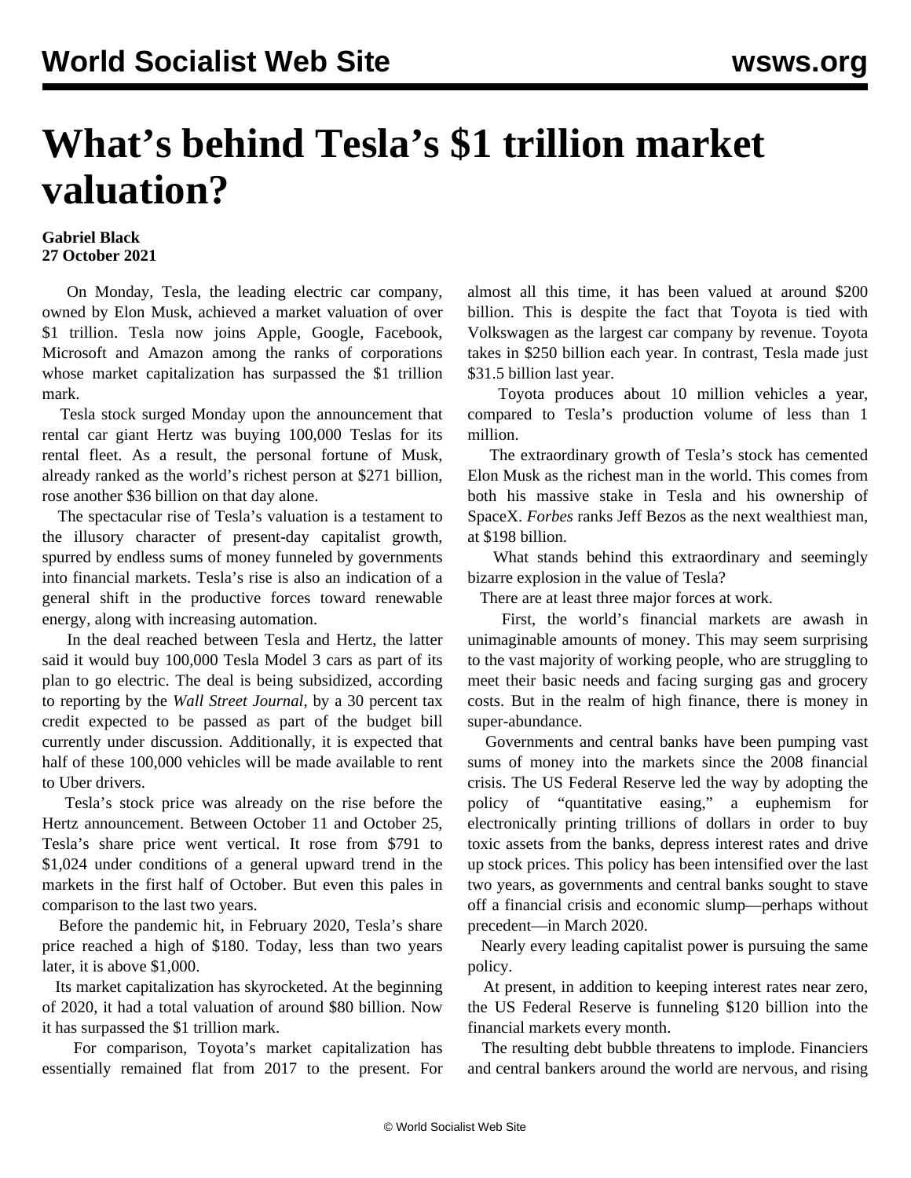# What's behind Tesla's $1 trillion market valuation?

**Gabriel Black**
**27 October 2021**

On Monday, Tesla, the leading electric car company, owned by Elon Musk, achieved a market valuation of over $1 trillion. Tesla now joins Apple, Google, Facebook, Microsoft and Amazon among the ranks of corporations whose market capitalization has surpassed the $1 trillion mark.

Tesla stock surged Monday upon the announcement that rental car giant Hertz was buying 100,000 Teslas for its rental fleet. As a result, the personal fortune of Musk, already ranked as the world's richest person at $271 billion, rose another $36 billion on that day alone.

The spectacular rise of Tesla's valuation is a testament to the illusory character of present-day capitalist growth, spurred by endless sums of money funneled by governments into financial markets. Tesla's rise is also an indication of a general shift in the productive forces toward renewable energy, along with increasing automation.

In the deal reached between Tesla and Hertz, the latter said it would buy 100,000 Tesla Model 3 cars as part of its plan to go electric. The deal is being subsidized, according to reporting by the *Wall Street Journal*, by a 30 percent tax credit expected to be passed as part of the budget bill currently under discussion. Additionally, it is expected that half of these 100,000 vehicles will be made available to rent to Uber drivers.

Tesla's stock price was already on the rise before the Hertz announcement. Between October 11 and October 25, Tesla's share price went vertical. It rose from $791 to $1,024 under conditions of a general upward trend in the markets in the first half of October. But even this pales in comparison to the last two years.

Before the pandemic hit, in February 2020, Tesla's share price reached a high of $180. Today, less than two years later, it is above $1,000.

Its market capitalization has skyrocketed. At the beginning of 2020, it had a total valuation of around $80 billion. Now it has surpassed the $1 trillion mark.

For comparison, Toyota's market capitalization has essentially remained flat from 2017 to the present. For almost all this time, it has been valued at around $200 billion. This is despite the fact that Toyota is tied with Volkswagen as the largest car company by revenue. Toyota takes in $250 billion each year. In contrast, Tesla made just $31.5 billion last year.

Toyota produces about 10 million vehicles a year, compared to Tesla's production volume of less than 1 million.

The extraordinary growth of Tesla's stock has cemented Elon Musk as the richest man in the world. This comes from both his massive stake in Tesla and his ownership of SpaceX. *Forbes* ranks Jeff Bezos as the next wealthiest man, at $198 billion.

What stands behind this extraordinary and seemingly bizarre explosion in the value of Tesla?

There are at least three major forces at work.

First, the world's financial markets are awash in unimaginable amounts of money. This may seem surprising to the vast majority of working people, who are struggling to meet their basic needs and facing surging gas and grocery costs. But in the realm of high finance, there is money in super-abundance.

Governments and central banks have been pumping vast sums of money into the markets since the 2008 financial crisis. The US Federal Reserve led the way by adopting the policy of "quantitative easing," a euphemism for electronically printing trillions of dollars in order to buy toxic assets from the banks, depress interest rates and drive up stock prices. This policy has been intensified over the last two years, as governments and central banks sought to stave off a financial crisis and economic slump—perhaps without precedent—in March 2020.

Nearly every leading capitalist power is pursuing the same policy.

At present, in addition to keeping interest rates near zero, the US Federal Reserve is funneling $120 billion into the financial markets every month.

The resulting debt bubble threatens to implode. Financiers and central bankers around the world are nervous, and rising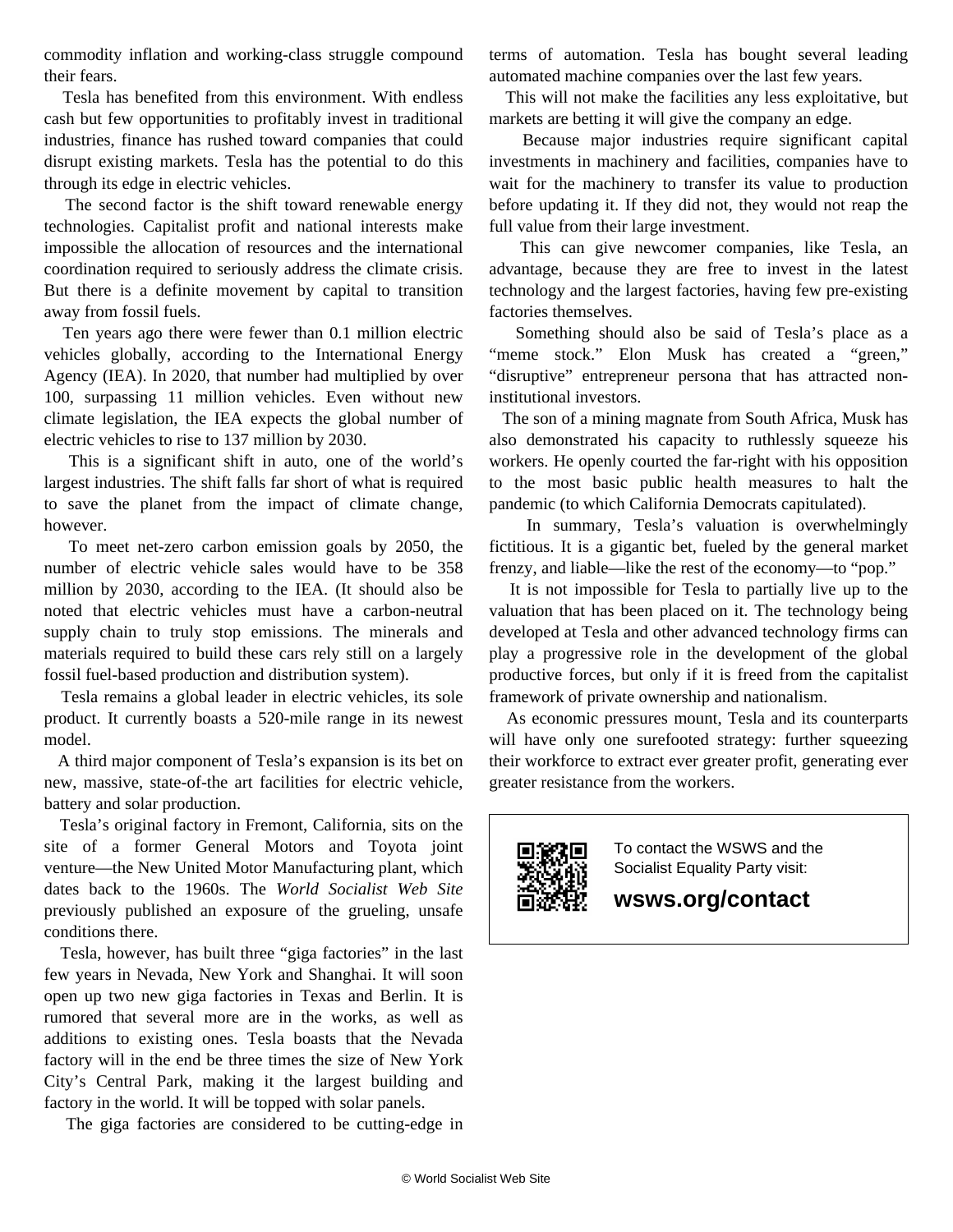commodity inflation and working-class struggle compound their fears.

Tesla has benefited from this environment. With endless cash but few opportunities to profitably invest in traditional industries, finance has rushed toward companies that could disrupt existing markets. Tesla has the potential to do this through its edge in electric vehicles.

The second factor is the shift toward renewable energy technologies. Capitalist profit and national interests make impossible the allocation of resources and the international coordination required to seriously address the climate crisis. But there is a definite movement by capital to transition away from fossil fuels.

Ten years ago there were fewer than 0.1 million electric vehicles globally, according to the International Energy Agency (IEA). In 2020, that number had multiplied by over 100, surpassing 11 million vehicles. Even without new climate legislation, the IEA expects the global number of electric vehicles to rise to 137 million by 2030.

This is a significant shift in auto, one of the world's largest industries. The shift falls far short of what is required to save the planet from the impact of climate change, however.

To meet net-zero carbon emission goals by 2050, the number of electric vehicle sales would have to be 358 million by 2030, according to the IEA. (It should also be noted that electric vehicles must have a carbon-neutral supply chain to truly stop emissions. The minerals and materials required to build these cars rely still on a largely fossil fuel-based production and distribution system).

Tesla remains a global leader in electric vehicles, its sole product. It currently boasts a 520-mile range in its newest model.

A third major component of Tesla's expansion is its bet on new, massive, state-of-the art facilities for electric vehicle, battery and solar production.

Tesla's original factory in Fremont, California, sits on the site of a former General Motors and Toyota joint venture—the New United Motor Manufacturing plant, which dates back to the 1960s. The *World Socialist Web Site* previously published an exposure of the grueling, unsafe conditions there.

Tesla, however, has built three "giga factories" in the last few years in Nevada, New York and Shanghai. It will soon open up two new giga factories in Texas and Berlin. It is rumored that several more are in the works, as well as additions to existing ones. Tesla boasts that the Nevada factory will in the end be three times the size of New York City's Central Park, making it the largest building and factory in the world. It will be topped with solar panels.

The giga factories are considered to be cutting-edge in terms of automation. Tesla has bought several leading automated machine companies over the last few years.

This will not make the facilities any less exploitative, but markets are betting it will give the company an edge.

Because major industries require significant capital investments in machinery and facilities, companies have to wait for the machinery to transfer its value to production before updating it. If they did not, they would not reap the full value from their large investment.

This can give newcomer companies, like Tesla, an advantage, because they are free to invest in the latest technology and the largest factories, having few pre-existing factories themselves.

Something should also be said of Tesla's place as a "meme stock." Elon Musk has created a "green," "disruptive" entrepreneur persona that has attracted non-institutional investors.

The son of a mining magnate from South Africa, Musk has also demonstrated his capacity to ruthlessly squeeze his workers. He openly courted the far-right with his opposition to the most basic public health measures to halt the pandemic (to which California Democrats capitulated).

In summary, Tesla's valuation is overwhelmingly fictitious. It is a gigantic bet, fueled by the general market frenzy, and liable—like the rest of the economy—to "pop."

It is not impossible for Tesla to partially live up to the valuation that has been placed on it. The technology being developed at Tesla and other advanced technology firms can play a progressive role in the development of the global productive forces, but only if it is freed from the capitalist framework of private ownership and nationalism.

As economic pressures mount, Tesla and its counterparts will have only one surefooted strategy: further squeezing their workforce to extract ever greater profit, generating ever greater resistance from the workers.

To contact the WSWS and the Socialist Equality Party visit:

**wsws.org/contact**